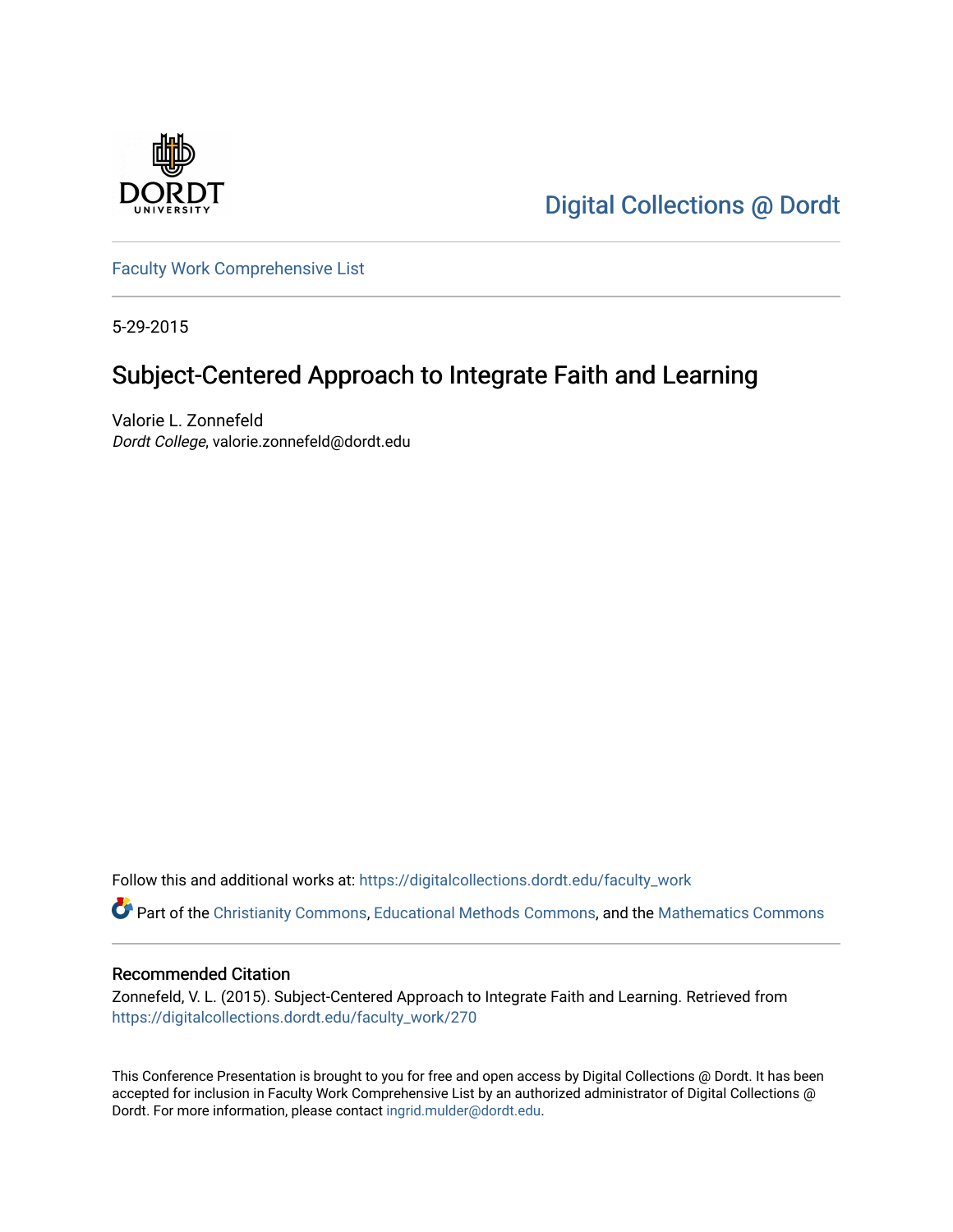Digital Collections @ Dordt

Faculty Work Comprehensive List

5-29-2015

# Subject-Centered Approach to Integrate Faith and Learning

Valorie L. Zonnefeld
*Dordt College*, valorie.zonnefeld@dordt.edu

Follow this and additional works at: https://digitalcollections.dordt.edu/faculty_work

Part of the Christianity Commons, Educational Methods Commons, and the Mathematics Commons

## Recommended Citation

Zonnefeld, V. L. (2015). Subject-Centered Approach to Integrate Faith and Learning. Retrieved from https://digitalcollections.dordt.edu/faculty_work/270

This Conference Presentation is brought to you for free and open access by Digital Collections @ Dordt. It has been accepted for inclusion in Faculty Work Comprehensive List by an authorized administrator of Digital Collections @ Dordt. For more information, please contact ingrid.mulder@dordt.edu.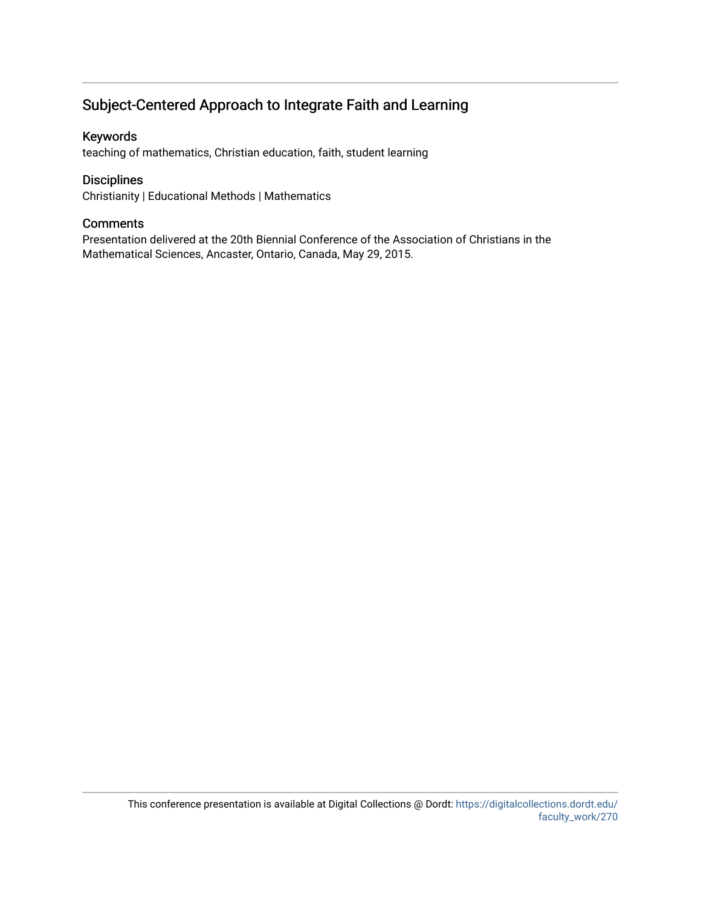## Subject-Centered Approach to Integrate Faith and Learning

### Keywords

teaching of mathematics, Christian education, faith, student learning

### Disciplines

Christianity | Educational Methods | Mathematics

### Comments

Presentation delivered at the 20th Biennial Conference of the Association of Christians in the Mathematical Sciences, Ancaster, Ontario, Canada, May 29, 2015.

This conference presentation is available at Digital Collections @ Dordt: https://digitalcollections.dordt.edu/faculty_work/270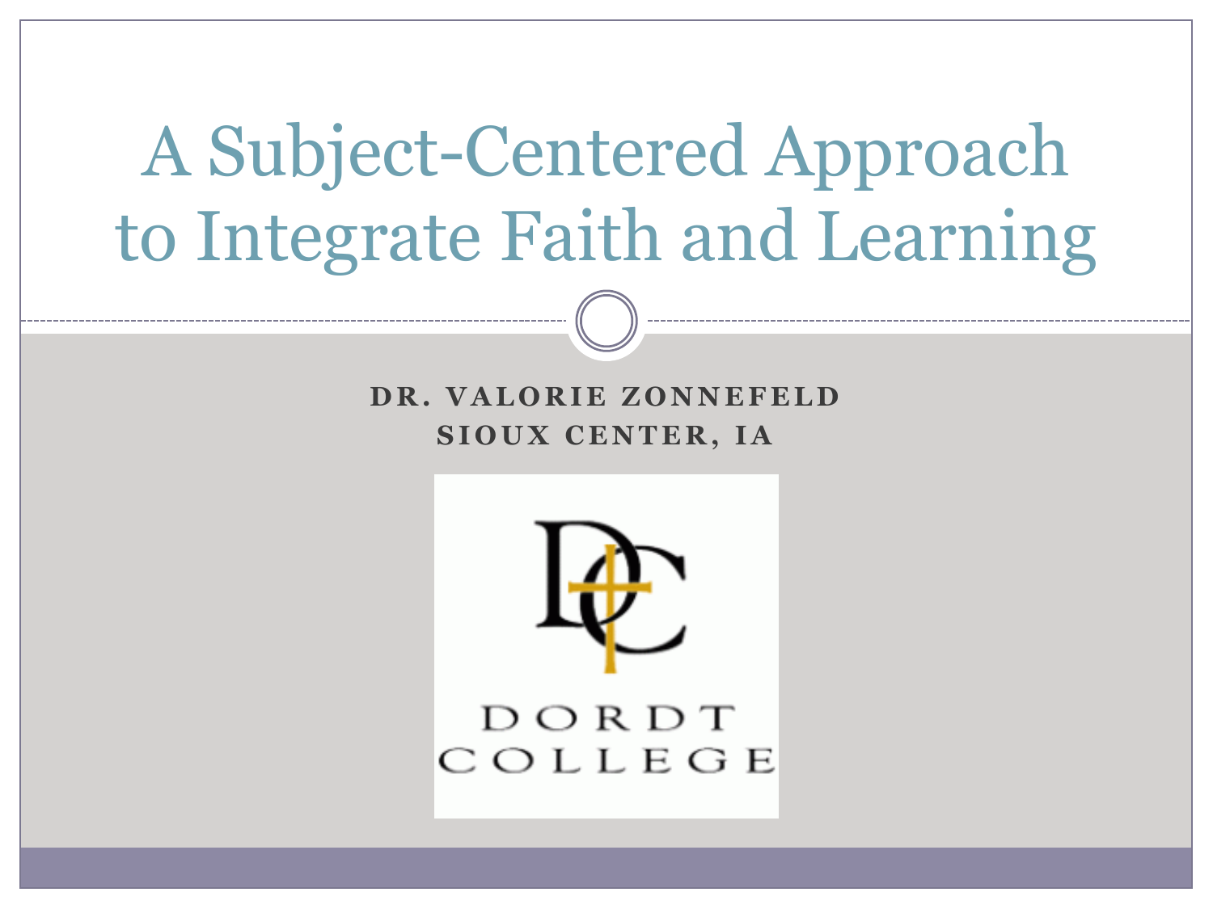# A Subject-Centered Approach to Integrate Faith and Learning

**DR. VALORIE ZONNEFELD**
**SIOUX CENTER, IA**

DORDT COLLEGE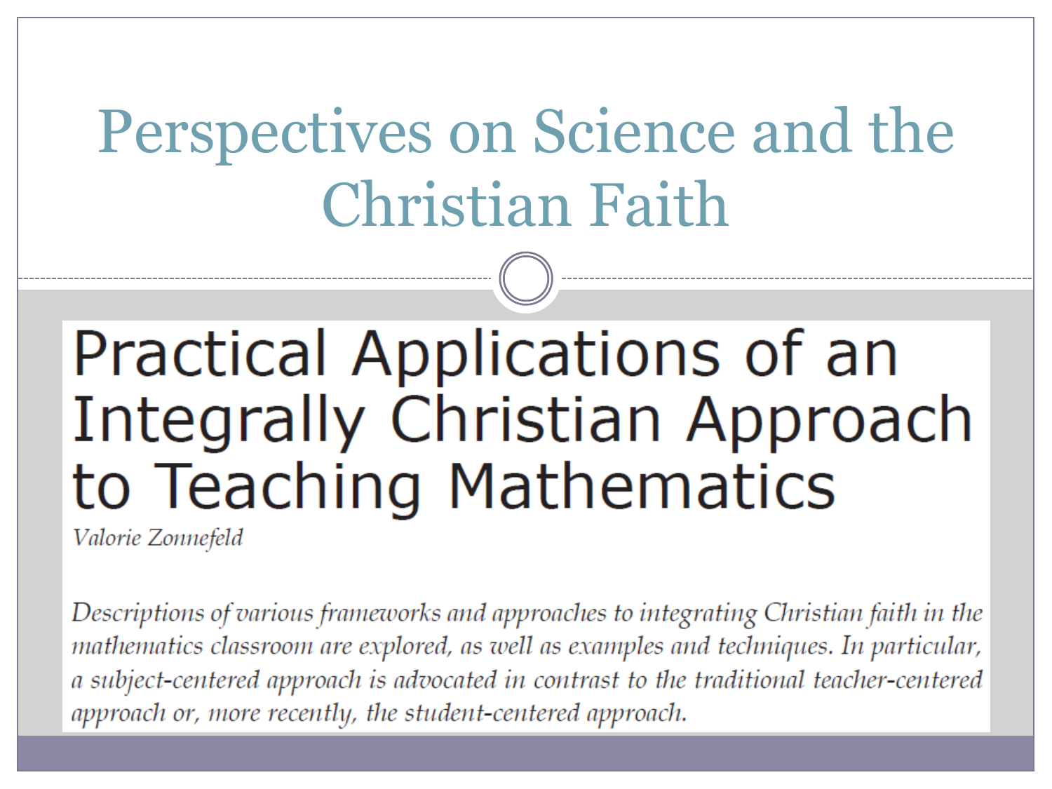# Perspectives on Science and the Christian Faith

## Practical Applications of an Integrally Christian Approach to Teaching Mathematics

*Valorie Zonnefeld*

*Descriptions of various frameworks and approaches to integrating Christian faith in the mathematics classroom are explored, as well as examples and techniques. In particular, a subject-centered approach is advocated in contrast to the traditional teacher-centered approach or, more recently, the student-centered approach.*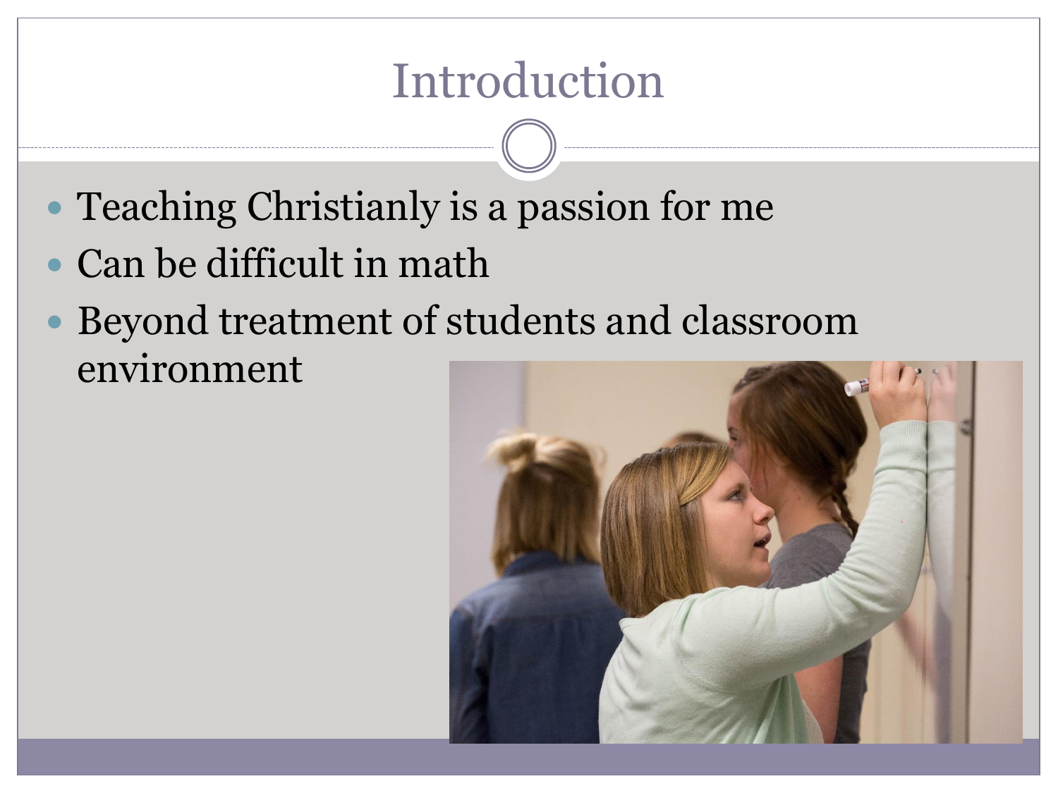# Introduction

- Teaching Christianly is a passion for me
- Can be difficult in math
- Beyond treatment of students and classroom environment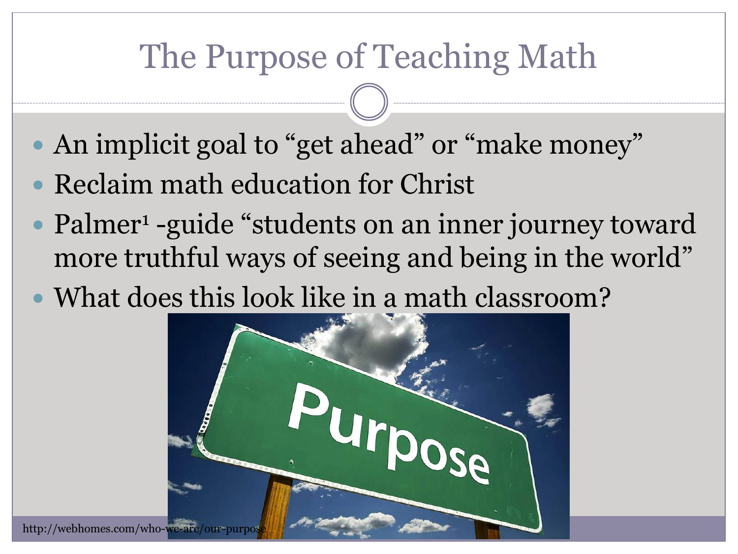# The Purpose of Teaching Math

- An implicit goal to "get ahead" or "make money"
- Reclaim math education for Christ
- Palmer[1] -guide "students on an inner journey toward more truthful ways of seeing and being in the world"
- What does this look like in a math classroom?

http://webhomes.com/who-we-are/our-purpose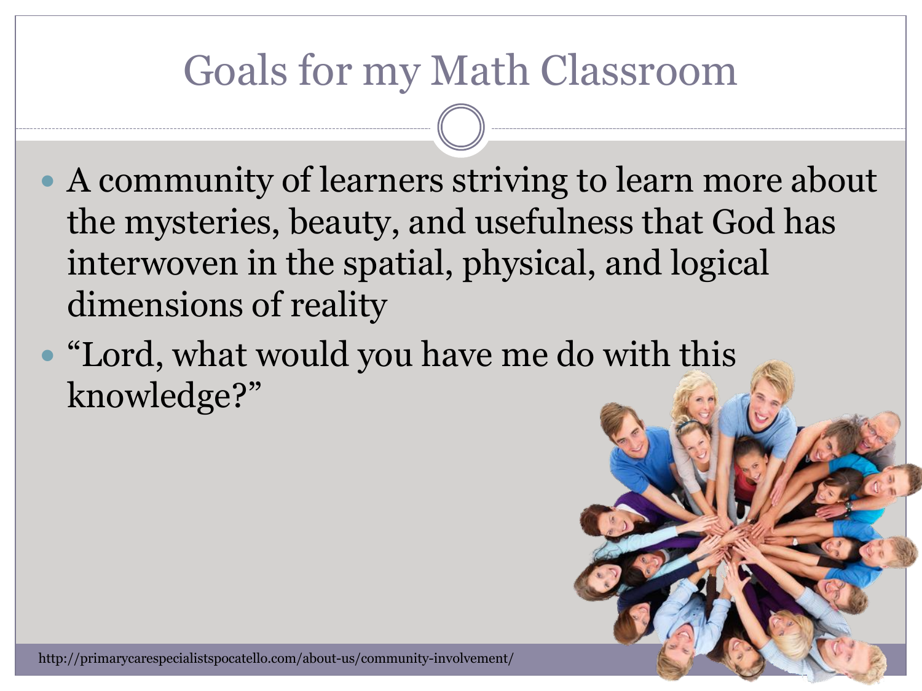# Goals for my Math Classroom

- A community of learners striving to learn more about the mysteries, beauty, and usefulness that God has interwoven in the spatial, physical, and logical dimensions of reality
- "Lord, what would you have me do with this knowledge?"

http://primarycarespecialistspocatello.com/about-us/community-involvement/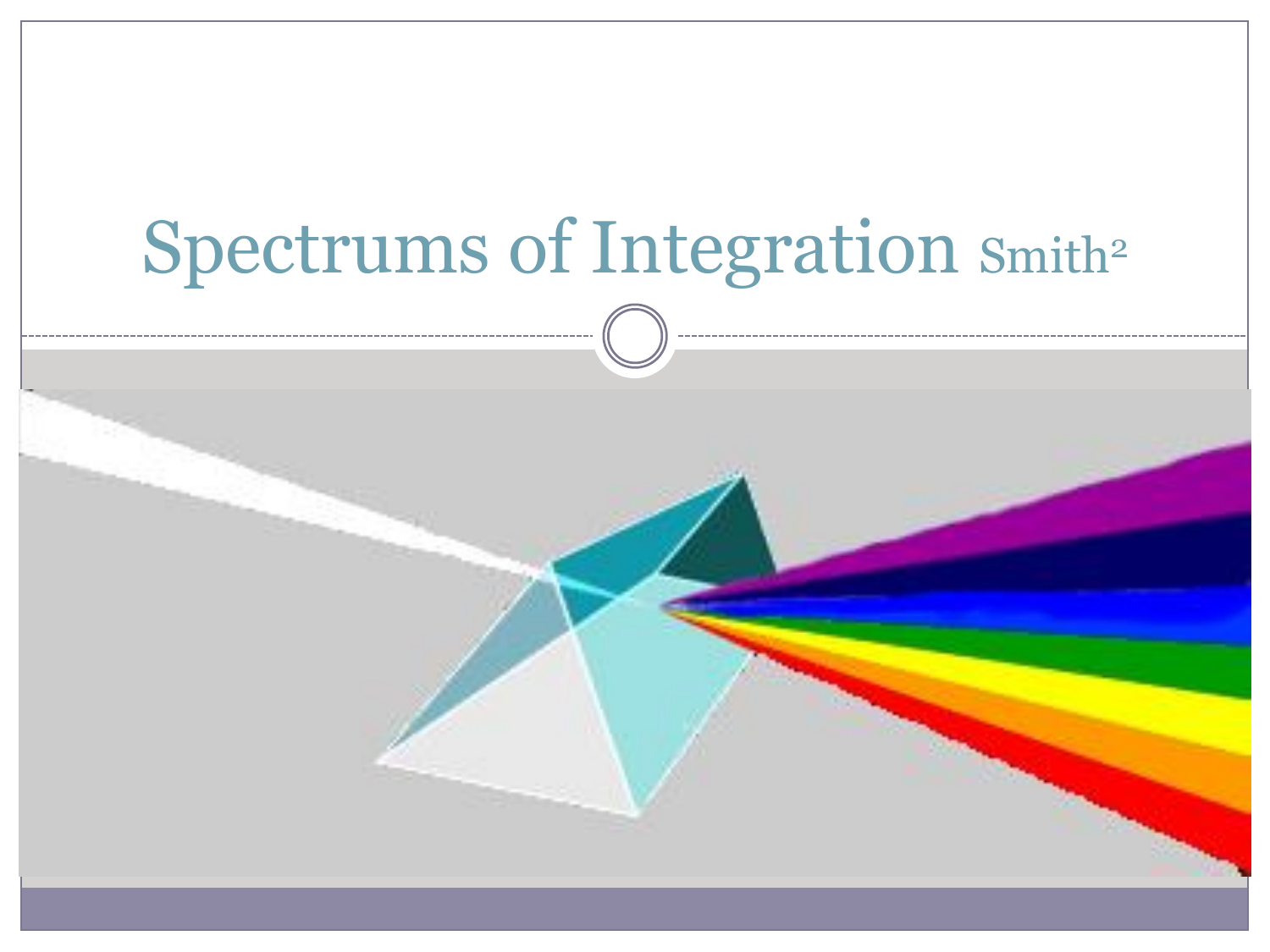# Spectrums of Integration Smith[2]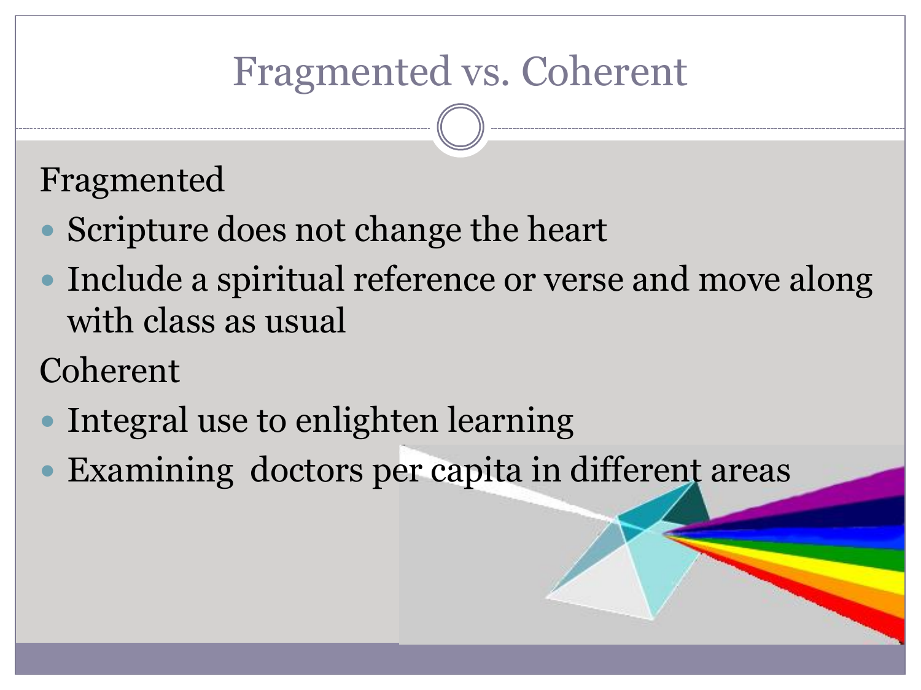# Fragmented vs. Coherent

Fragmented

- Scripture does not change the heart
- Include a spiritual reference or verse and move along with class as usual

Coherent

- Integral use to enlighten learning
- Examining doctors per capita in different areas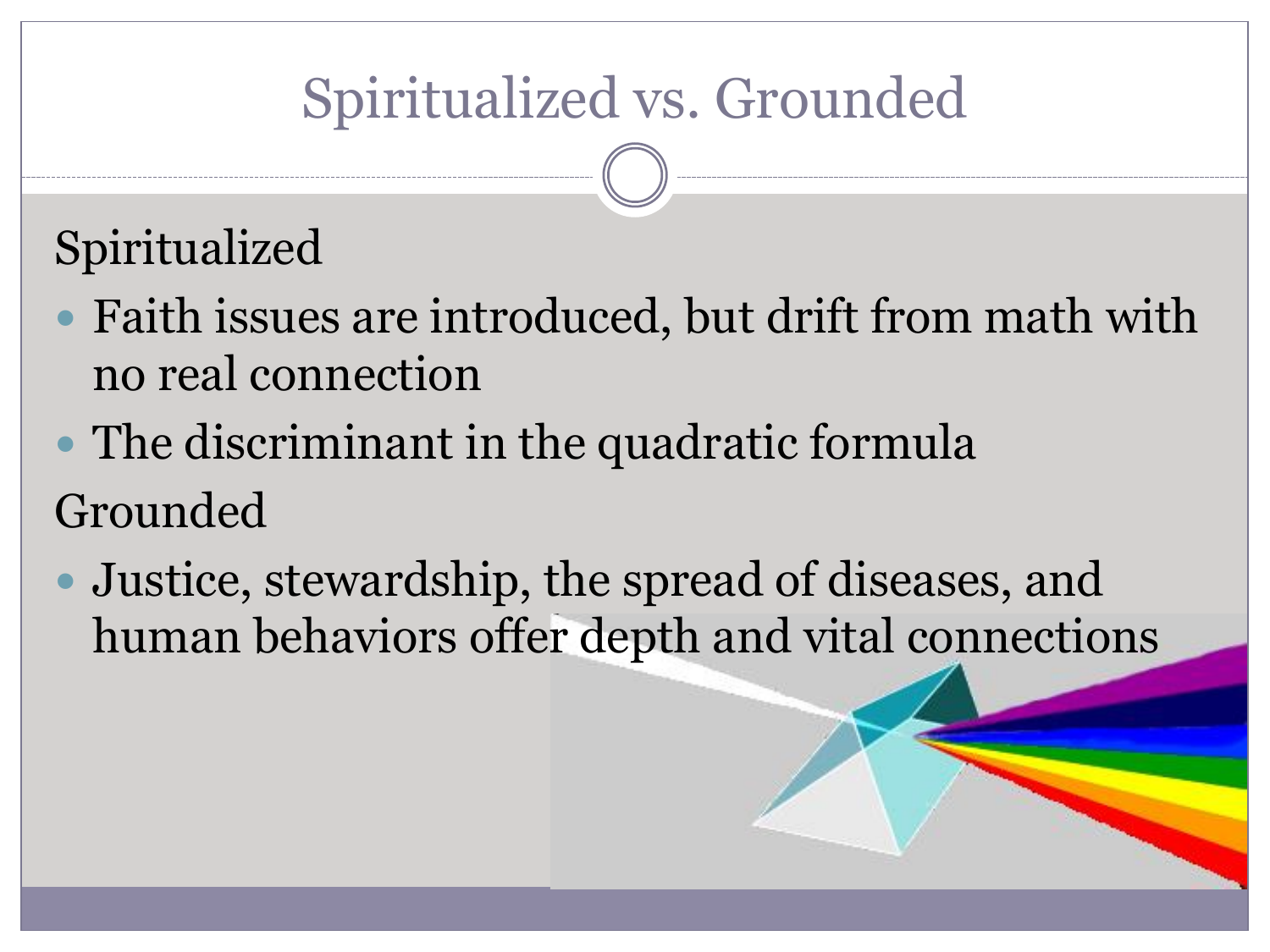# Spiritualized vs. Grounded

Spiritualized

- Faith issues are introduced, but drift from math with no real connection
- The discriminant in the quadratic formula

Grounded

- Justice, stewardship, the spread of diseases, and human behaviors offer depth and vital connections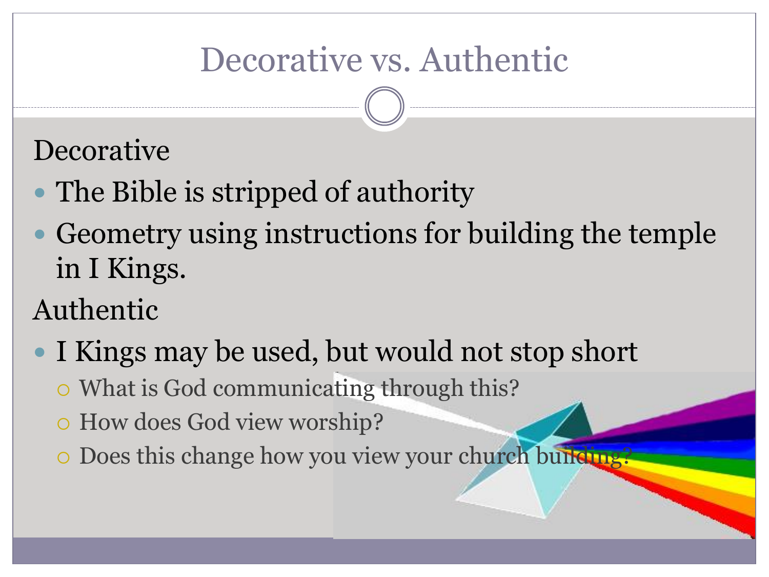# Decorative vs. Authentic

Decorative

- The Bible is stripped of authority
- Geometry using instructions for building the temple in I Kings.

Authentic

- I Kings may be used, but would not stop short
  - What is God communicating through this?
  - How does God view worship?
  - Does this change how you view your church building?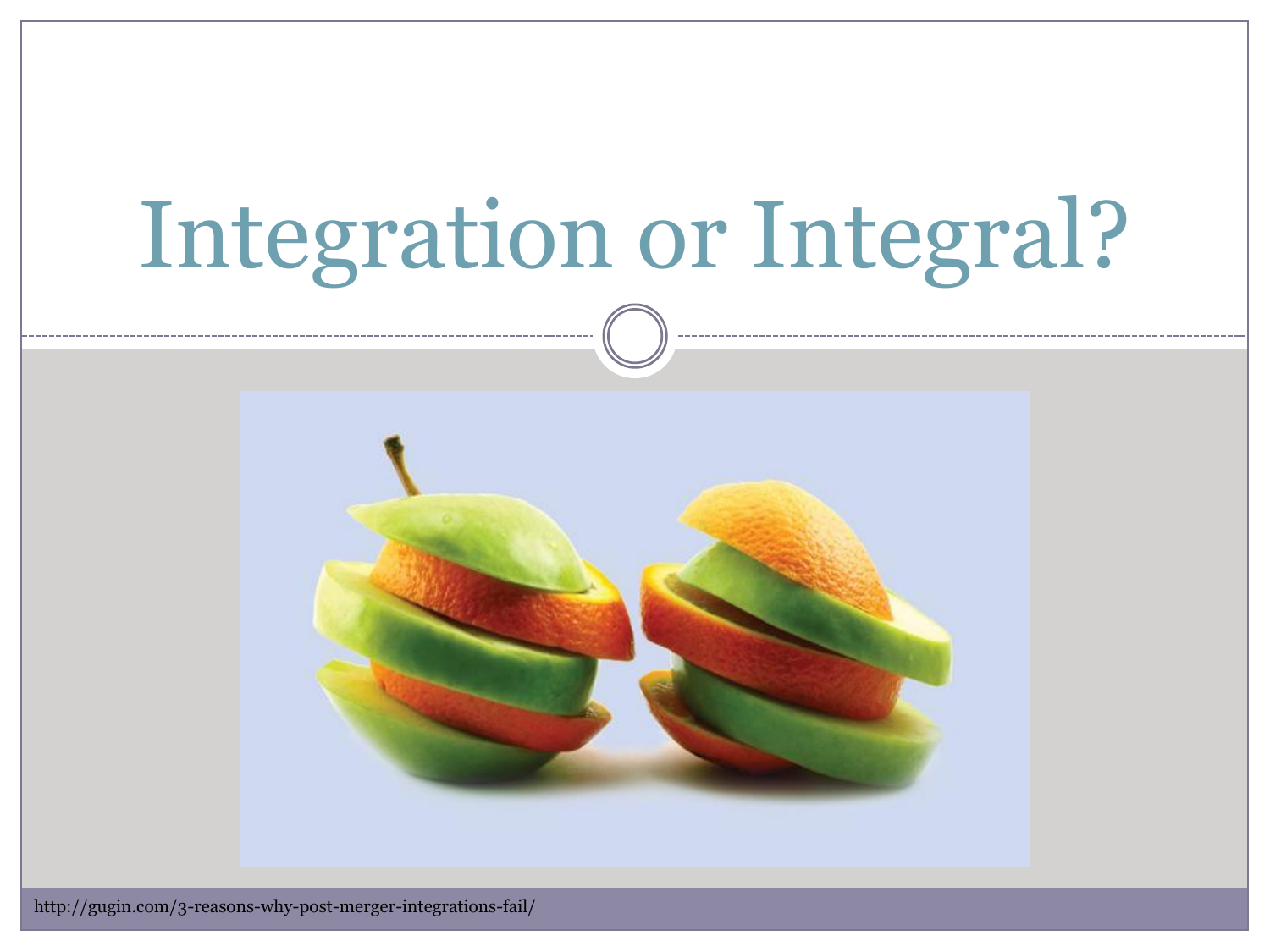# Integration or Integral?

http://gugin.com/3-reasons-why-post-merger-integrations-fail/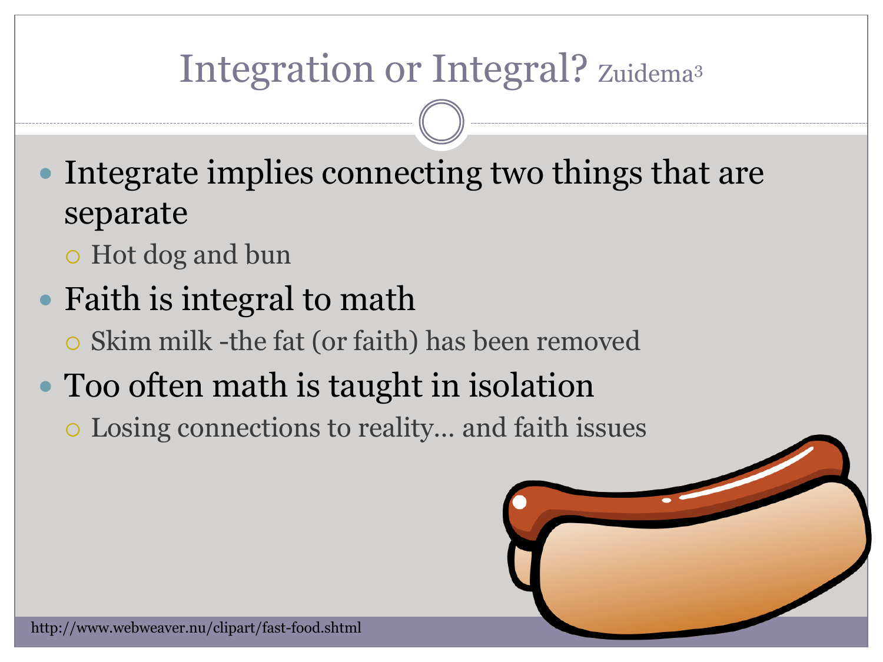# Integration or Integral? Zuidema[3]

- Integrate implies connecting two things that are separate
  - Hot dog and bun
- Faith is integral to math
  - Skim milk -the fat (or faith) has been removed
- Too often math is taught in isolation
  - Losing connections to reality… and faith issues

http://www.webweaver.nu/clipart/fast-food.shtml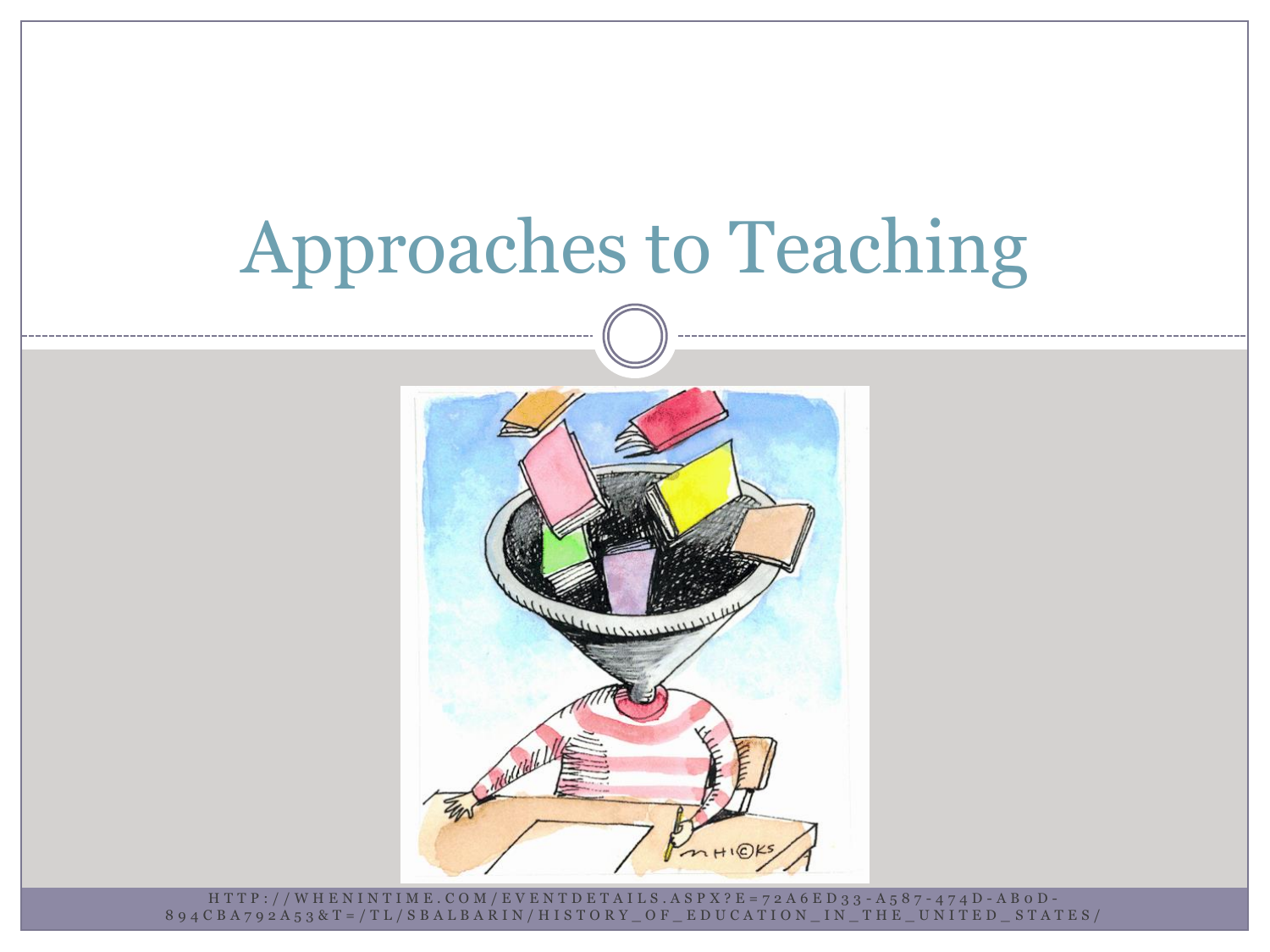# Approaches to Teaching

HTTP://WHENINTIME.COM/EVENTDETAILS.ASPX?E=72A6ED33-A587-474D-AB0D-894CBA792A53&T=/TL/SBALBARIN/HISTORY_OF_EDUCATION_IN_THE_UNITED_STATES/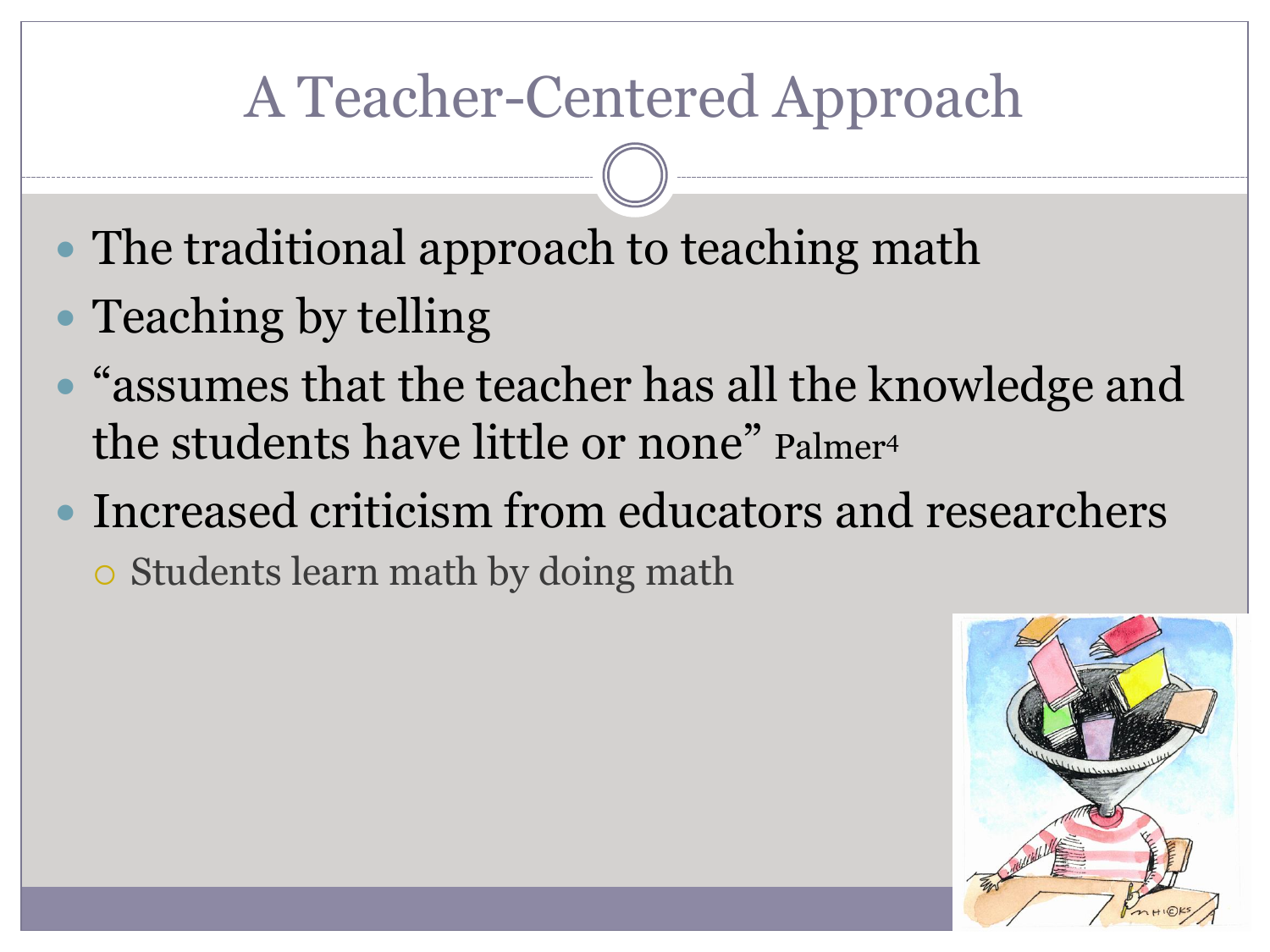# A Teacher-Centered Approach

- The traditional approach to teaching math
- Teaching by telling
- "assumes that the teacher has all the knowledge and the students have little or none" Palmer[4]
- Increased criticism from educators and researchers
  - Students learn math by doing math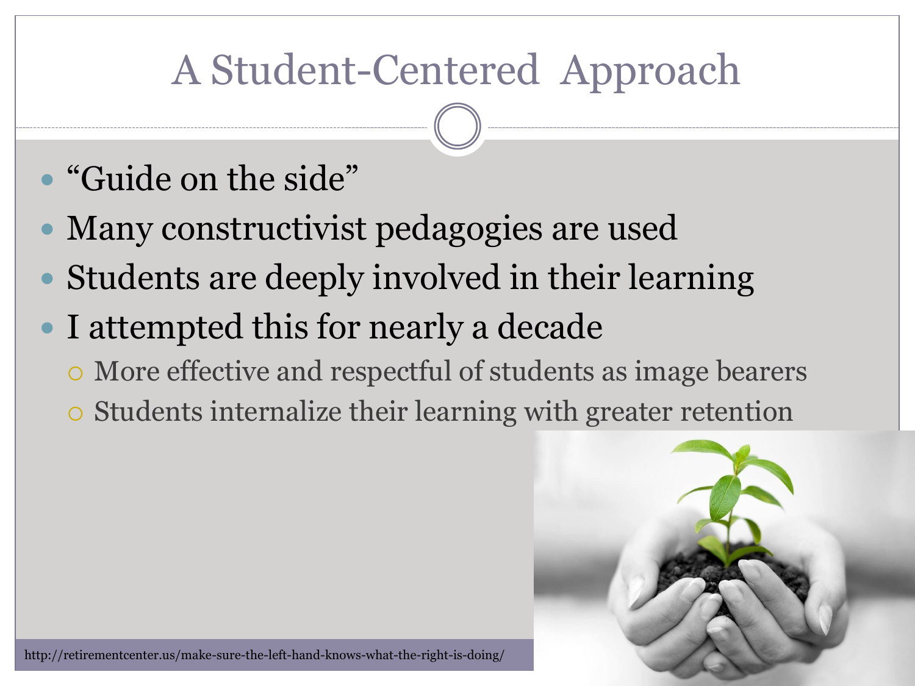# A Student-Centered Approach

- "Guide on the side"
- Many constructivist pedagogies are used
- Students are deeply involved in their learning
- I attempted this for nearly a decade
  - More effective and respectful of students as image bearers
  - Students internalize their learning with greater retention

http://retirementcenter.us/make-sure-the-left-hand-knows-what-the-right-is-doing/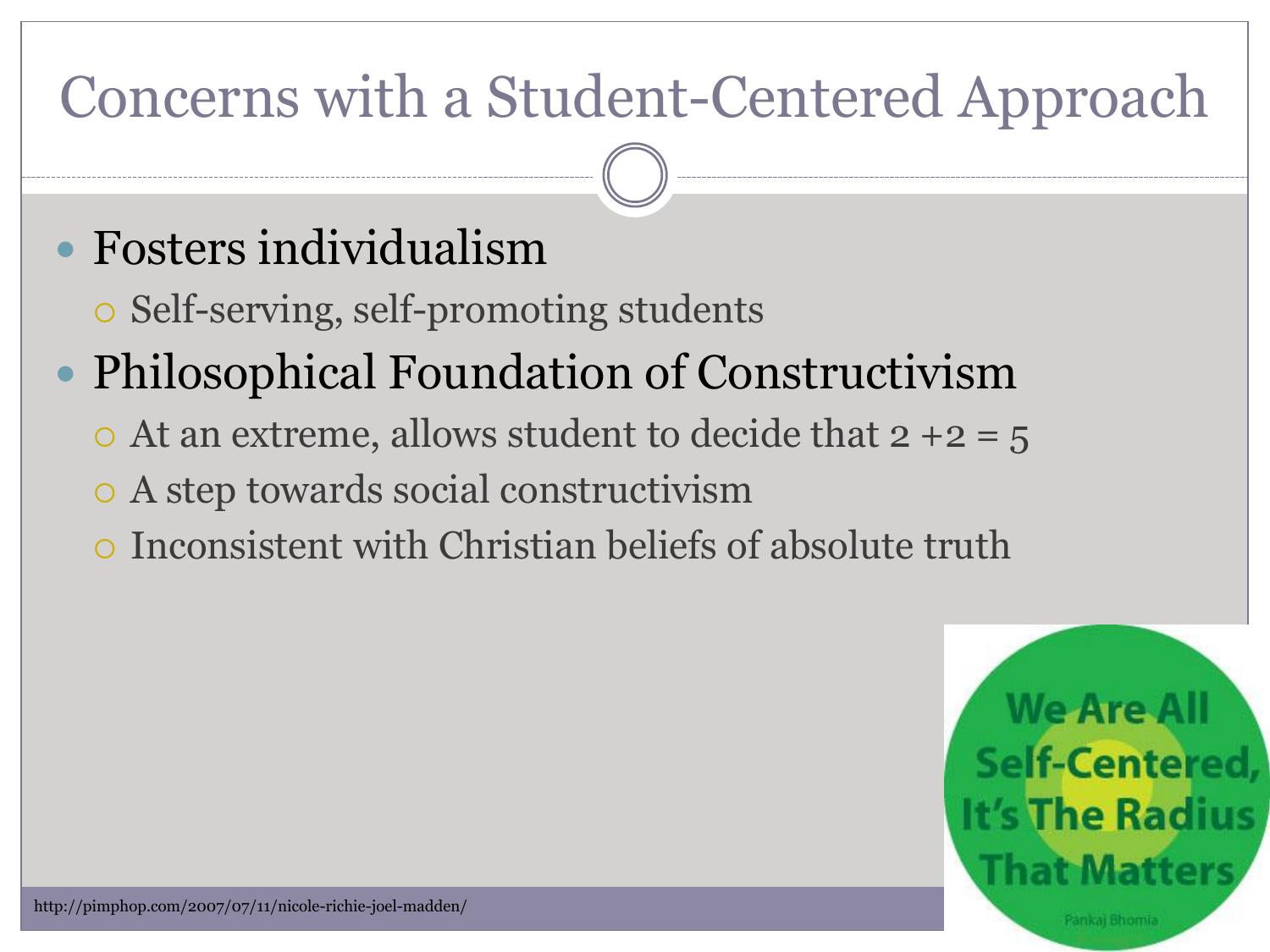# Concerns with a Student-Centered Approach

- Fosters individualism
  - Self-serving, self-promoting students
- Philosophical Foundation of Constructivism
  - At an extreme, allows student to decide that 2 +2 = 5
  - A step towards social constructivism
  - Inconsistent with Christian beliefs of absolute truth

We Are All Self-Centered, It's The Radius That Matters

Pankaj Bhomia

http://pimphop.com/2007/07/11/nicole-richie-joel-madden/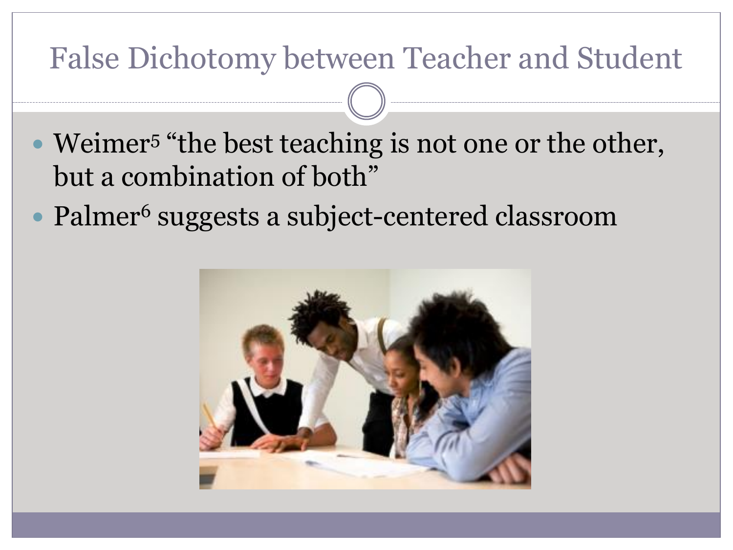# False Dichotomy between Teacher and Student

- Weimer[5] "the best teaching is not one or the other, but a combination of both"
- Palmer[6] suggests a subject-centered classroom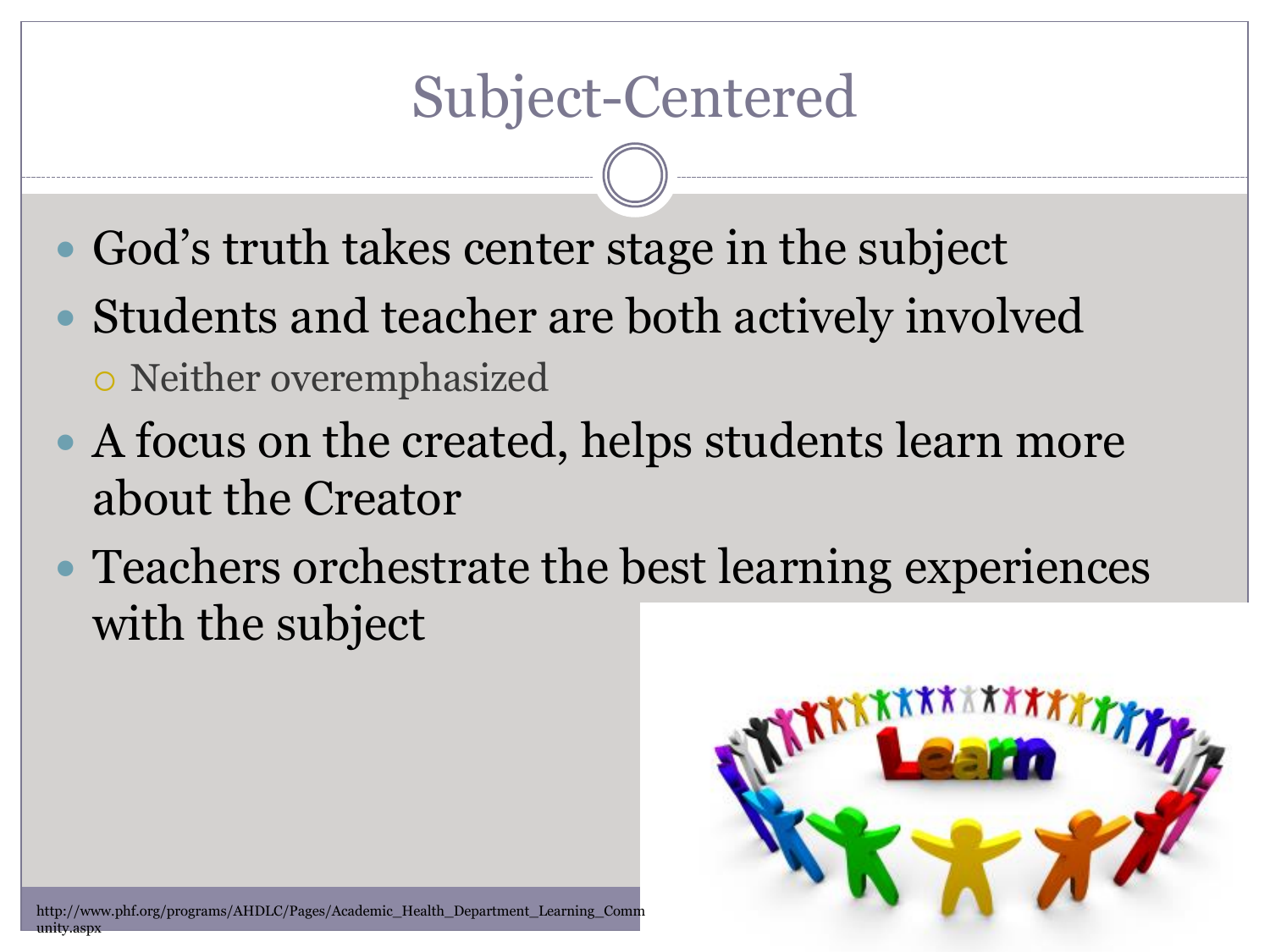# Subject-Centered

- God's truth takes center stage in the subject
- Students and teacher are both actively involved
  - Neither overemphasized
- A focus on the created, helps students learn more about the Creator
- Teachers orchestrate the best learning experiences with the subject

http://www.phf.org/programs/AHDLC/Pages/Academic_Health_Department_Learning_Community.aspx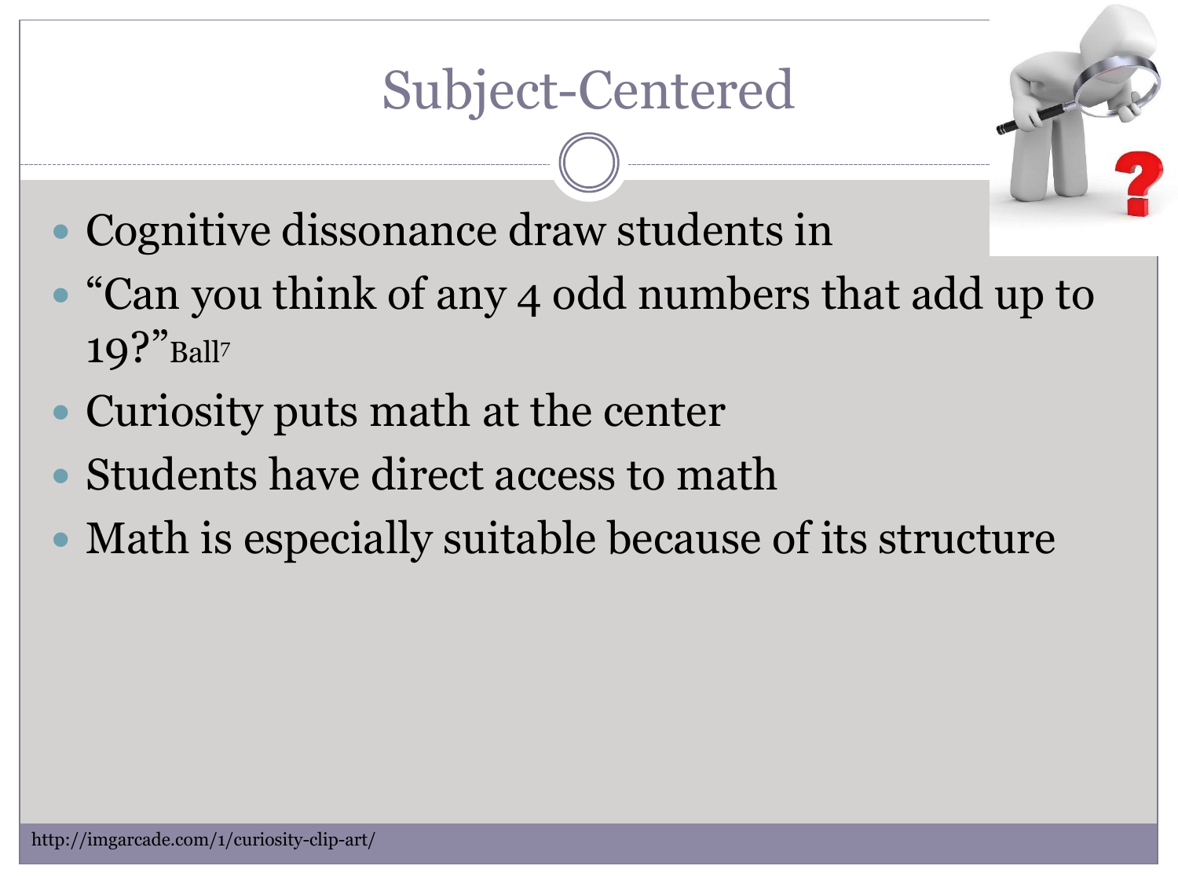# Subject-Centered

- Cognitive dissonance draw students in
- "Can you think of any 4 odd numbers that add up to 19?" Ball[7]
- Curiosity puts math at the center
- Students have direct access to math
- Math is especially suitable because of its structure

http://imgarcade.com/1/curiosity-clip-art/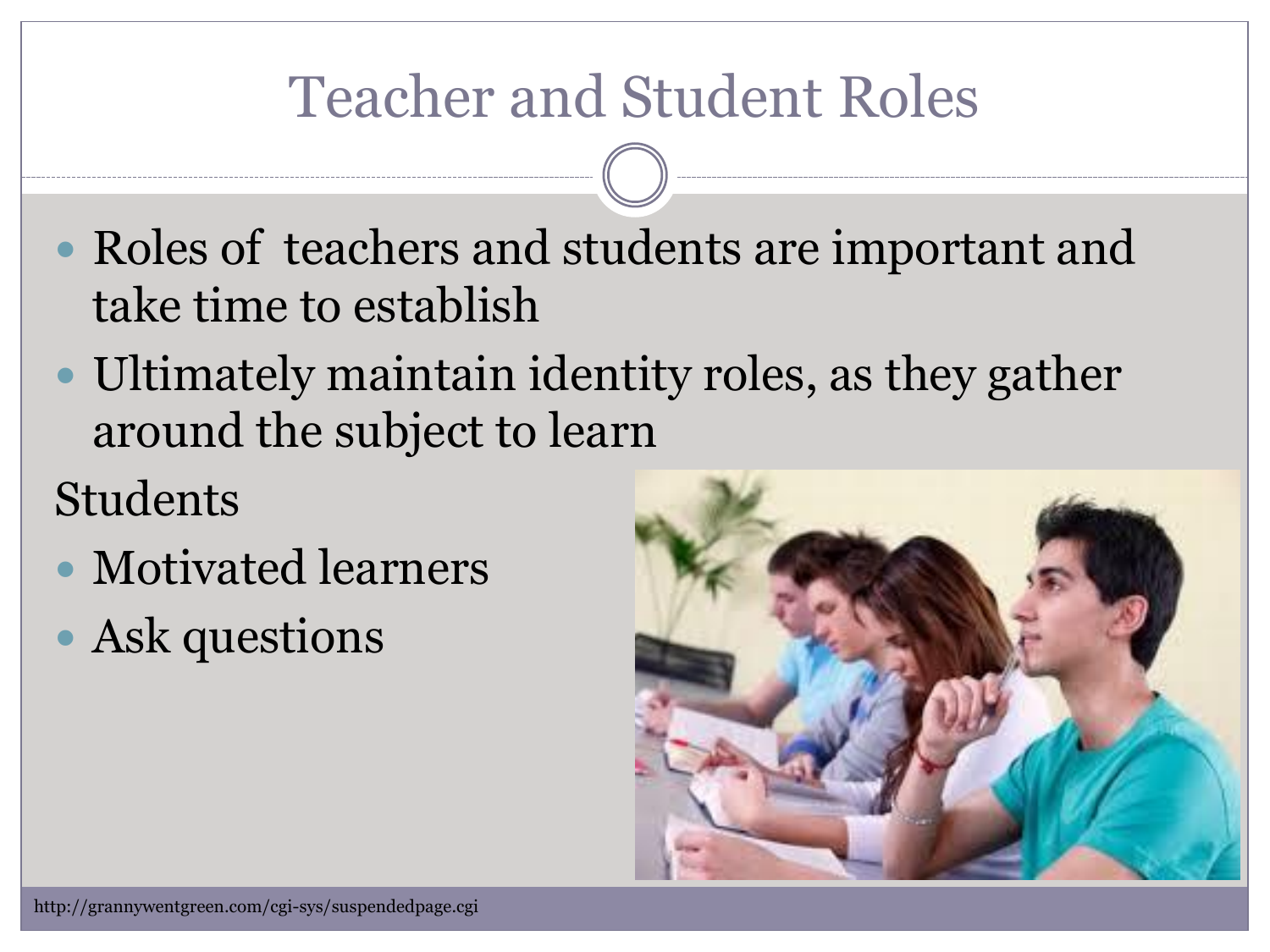# Teacher and Student Roles

- Roles of teachers and students are important and take time to establish
- Ultimately maintain identity roles, as they gather around the subject to learn

Students

- Motivated learners
- Ask questions

http://grannywentgreen.com/cgi-sys/suspendedpage.cgi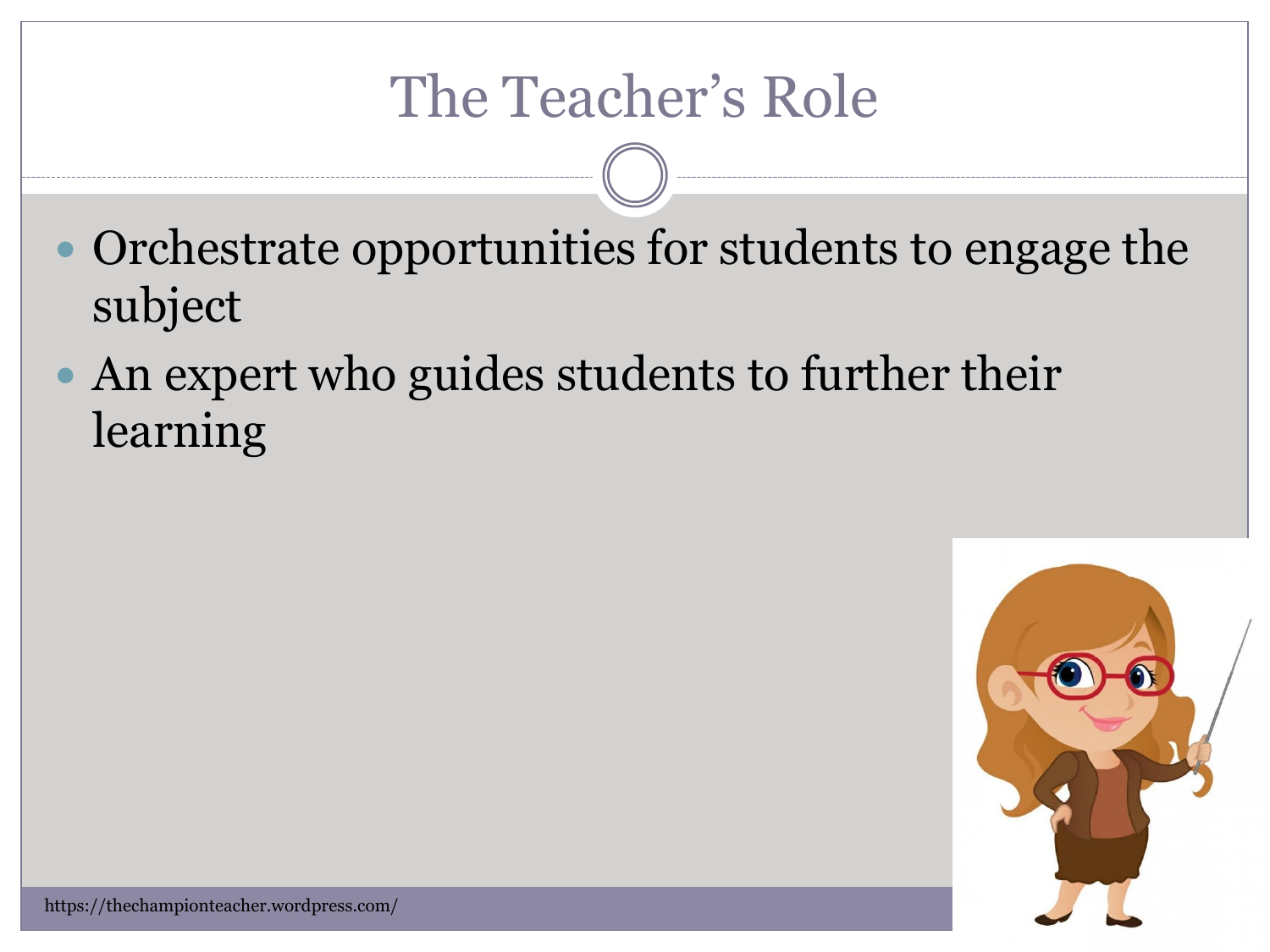# The Teacher's Role

- Orchestrate opportunities for students to engage the subject
- An expert who guides students to further their learning

https://thechampionteacher.wordpress.com/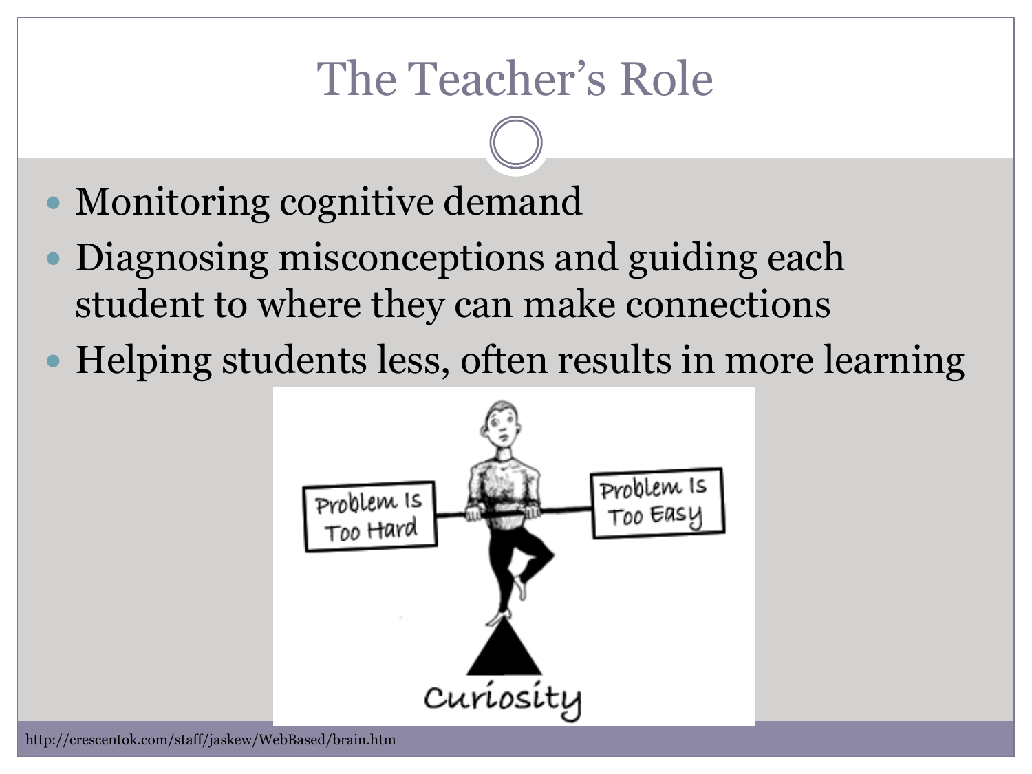# The Teacher's Role

- Monitoring cognitive demand
- Diagnosing misconceptions and guiding each student to where they can make connections
- Helping students less, often results in more learning

http://crescentok.com/staff/jaskew/WebBased/brain.htm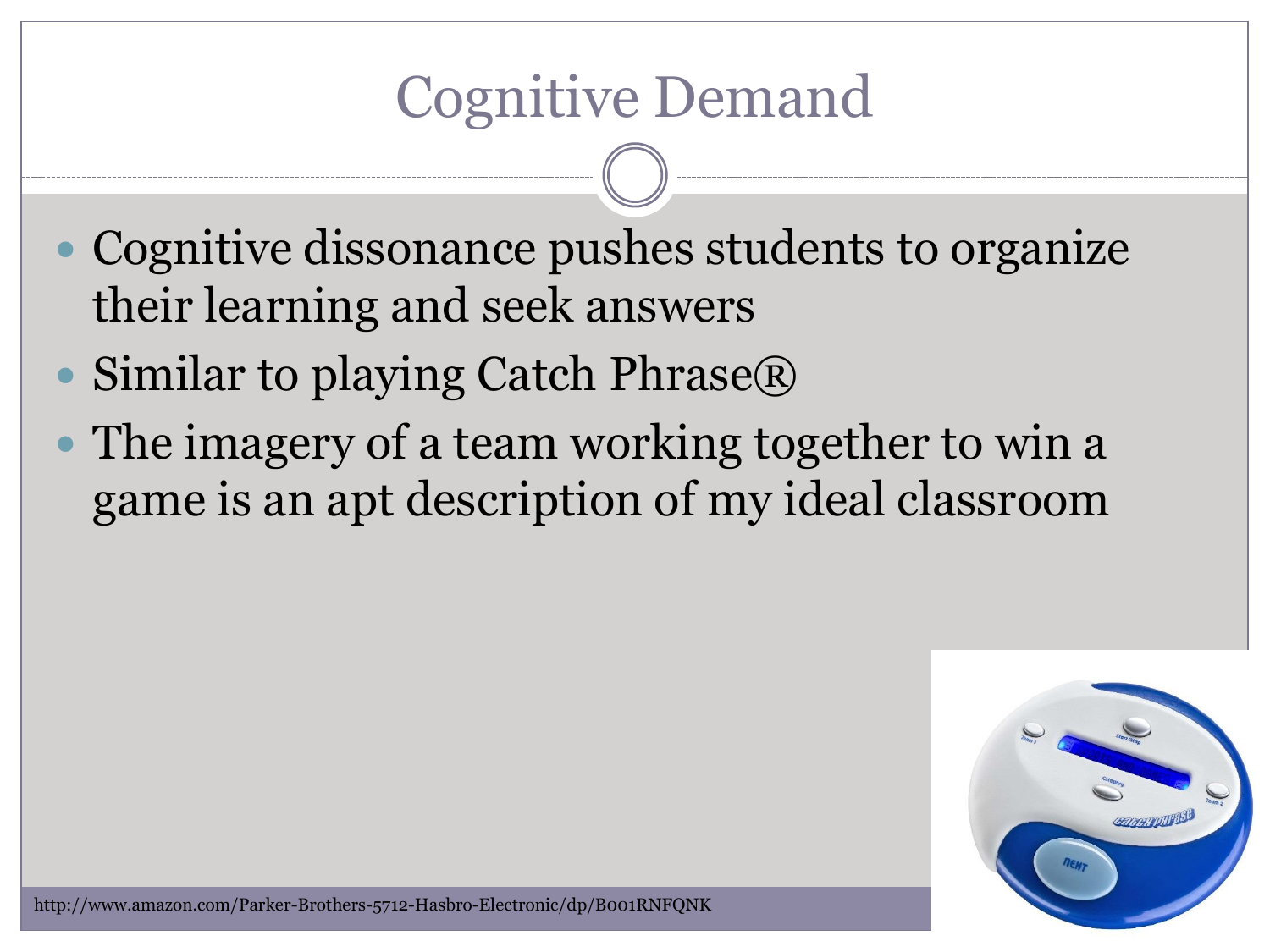# Cognitive Demand

- Cognitive dissonance pushes students to organize their learning and seek answers
- Similar to playing Catch Phrase®
- The imagery of a team working together to win a game is an apt description of my ideal classroom

http://www.amazon.com/Parker-Brothers-5712-Hasbro-Electronic/dp/B001RNFQNK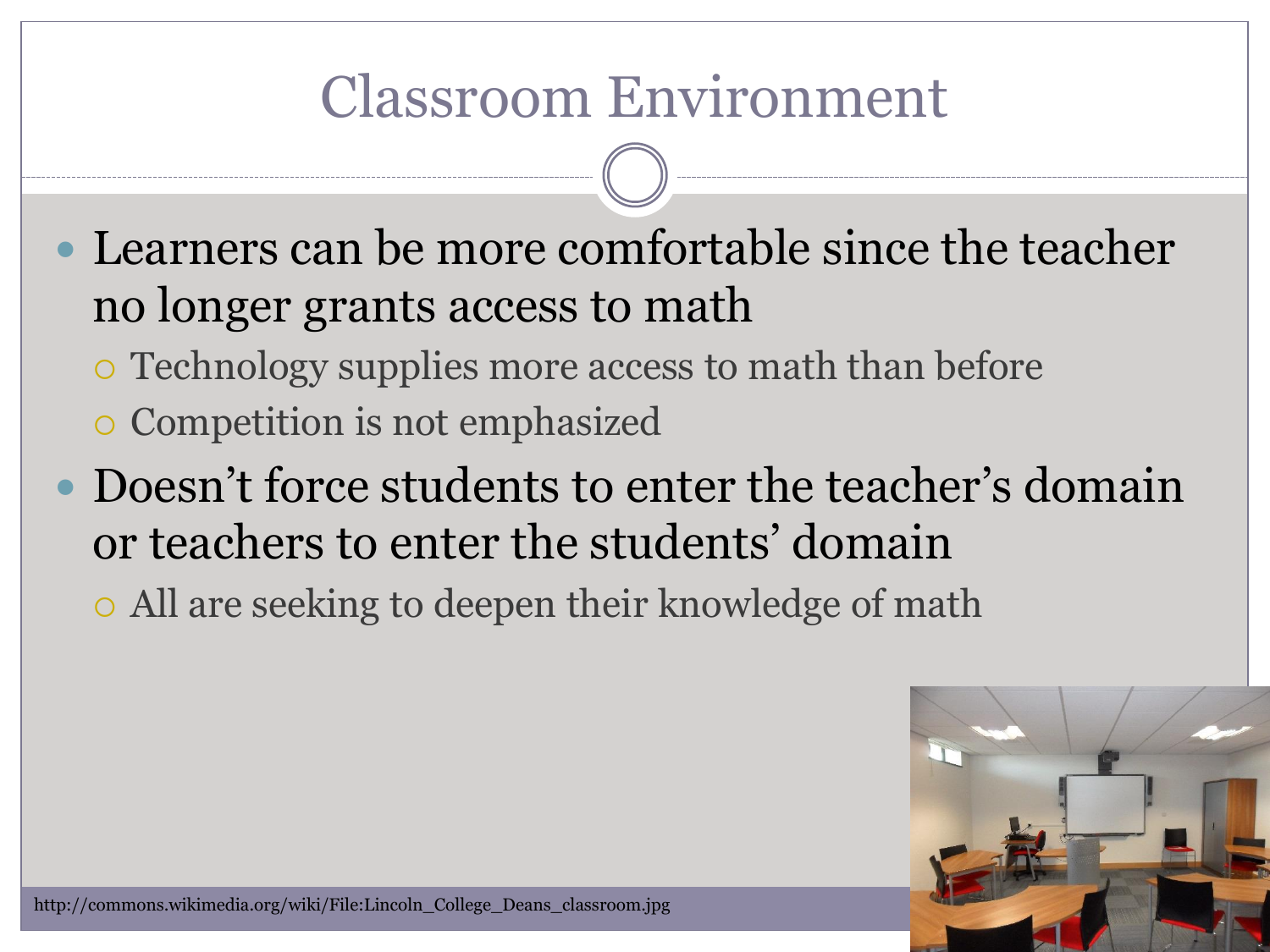# Classroom Environment

- Learners can be more comfortable since the teacher no longer grants access to math
  - Technology supplies more access to math than before
  - Competition is not emphasized
- Doesn't force students to enter the teacher's domain or teachers to enter the students' domain
  - All are seeking to deepen their knowledge of math

http://commons.wikimedia.org/wiki/File:Lincoln_College_Deans_classroom.jpg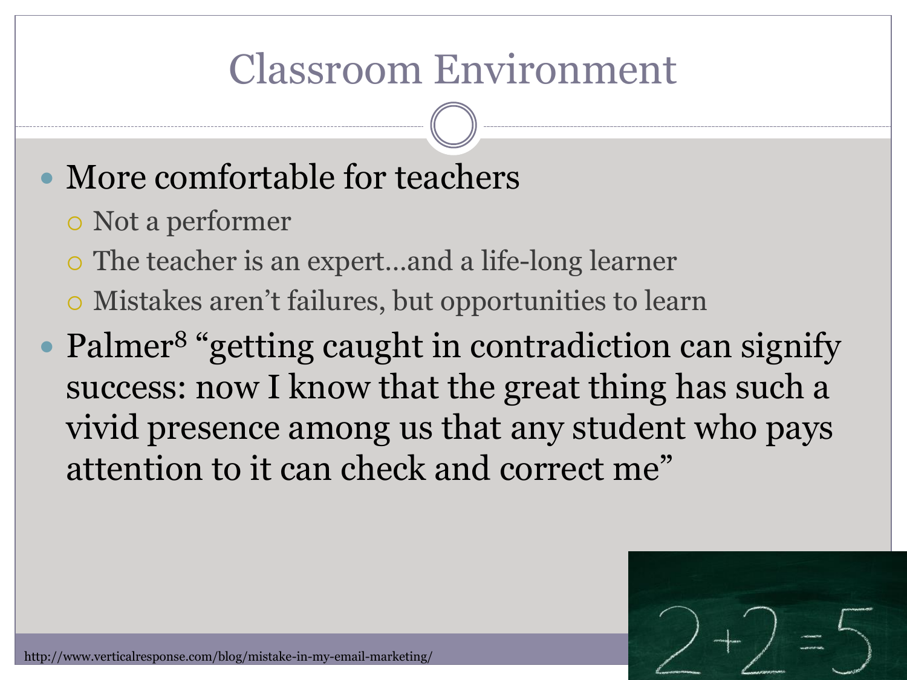# Classroom Environment

- More comfortable for teachers
  - Not a performer
  - The teacher is an expert…and a life-long learner
  - Mistakes aren't failures, but opportunities to learn
- Palmer[8] "getting caught in contradiction can signify success: now I know that the great thing has such a vivid presence among us that any student who pays attention to it can check and correct me"

http://www.verticalresponse.com/blog/mistake-in-my-email-marketing/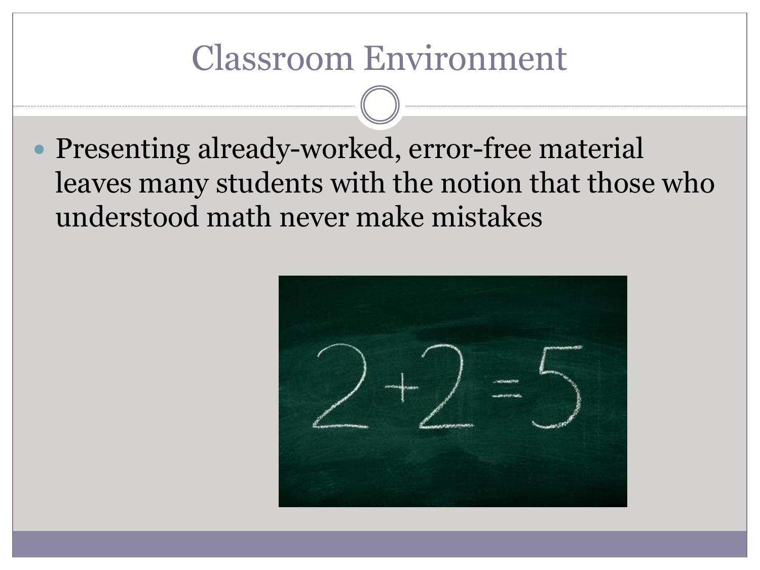# Classroom Environment

- Presenting already-worked, error-free material leaves many students with the notion that those who understood math never make mistakes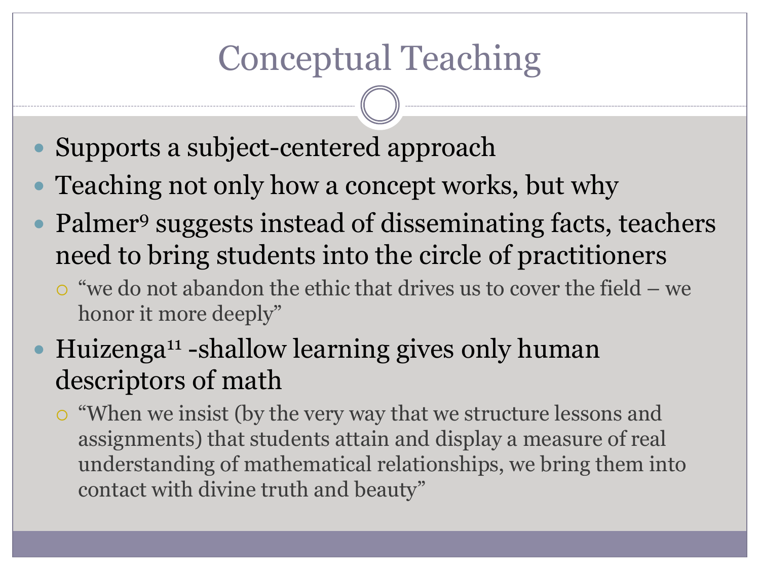# Conceptual Teaching

- Supports a subject-centered approach
- Teaching not only how a concept works, but why
- Palmer[9] suggests instead of disseminating facts, teachers need to bring students into the circle of practitioners
  - "we do not abandon the ethic that drives us to cover the field – we honor it more deeply"
- Huizenga[11] -shallow learning gives only human descriptors of math
  - "When we insist (by the very way that we structure lessons and assignments) that students attain and display a measure of real understanding of mathematical relationships, we bring them into contact with divine truth and beauty"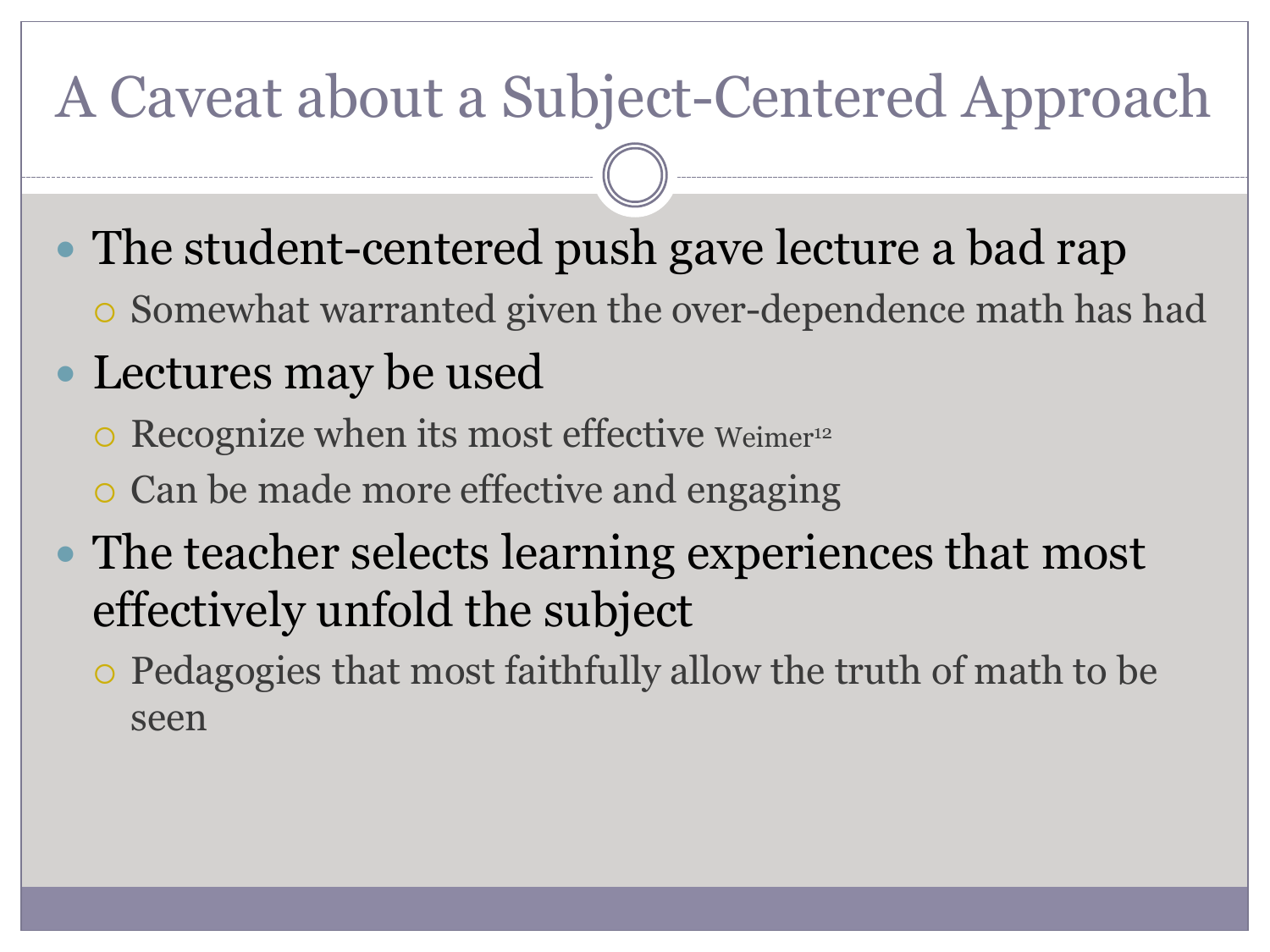# A Caveat about a Subject-Centered Approach

- The student-centered push gave lecture a bad rap
  - Somewhat warranted given the over-dependence math has had
- Lectures may be used
  - Recognize when its most effective Weimer[12]
  - Can be made more effective and engaging
- The teacher selects learning experiences that most effectively unfold the subject
  - Pedagogies that most faithfully allow the truth of math to be seen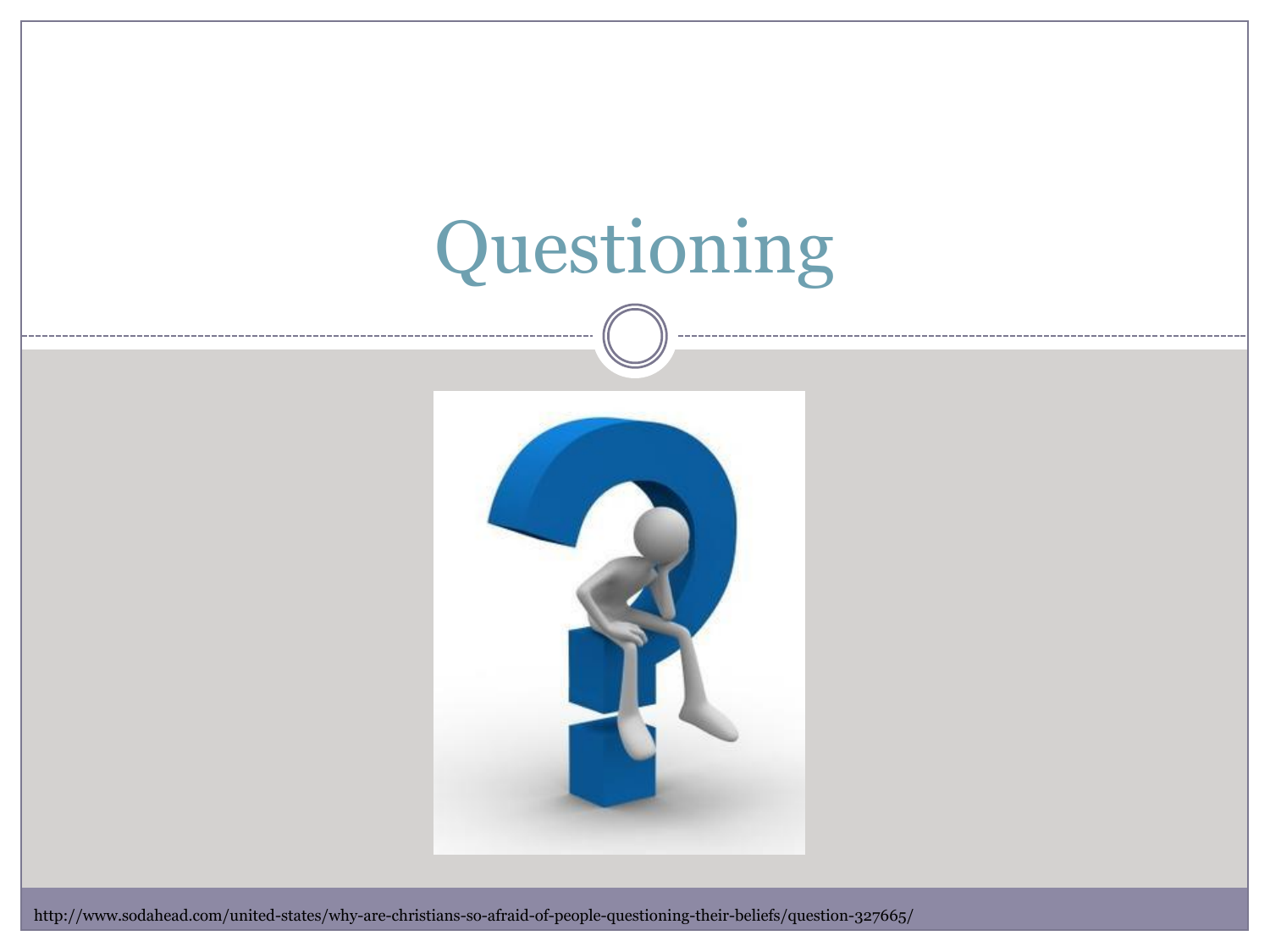# Questioning

http://www.sodahead.com/united-states/why-are-christians-so-afraid-of-people-questioning-their-beliefs/question-327665/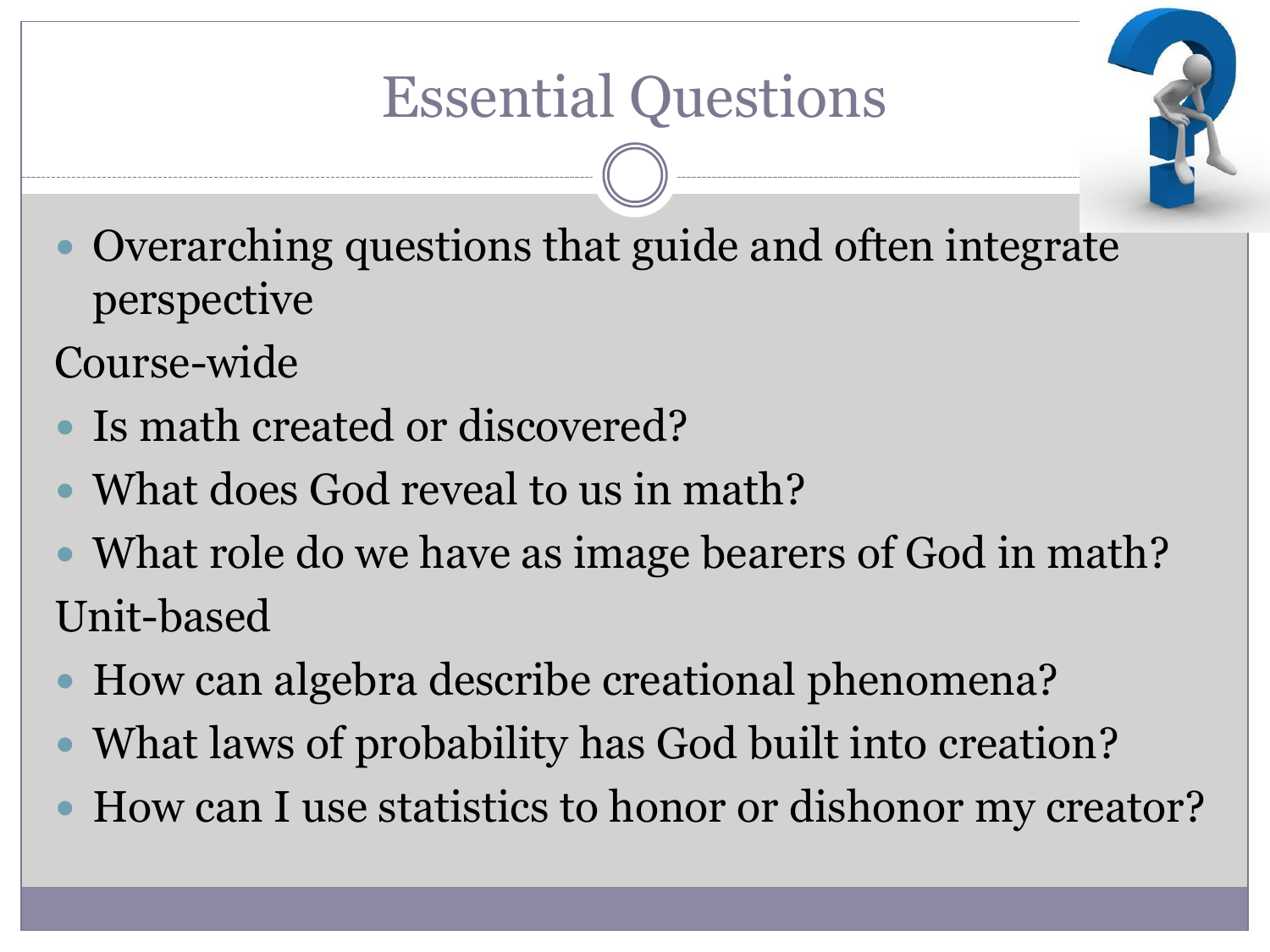# Essential Questions

- Overarching questions that guide and often integrate perspective

Course-wide

- Is math created or discovered?
- What does God reveal to us in math?
- What role do we have as image bearers of God in math?

Unit-based

- How can algebra describe creational phenomena?
- What laws of probability has God built into creation?
- How can I use statistics to honor or dishonor my creator?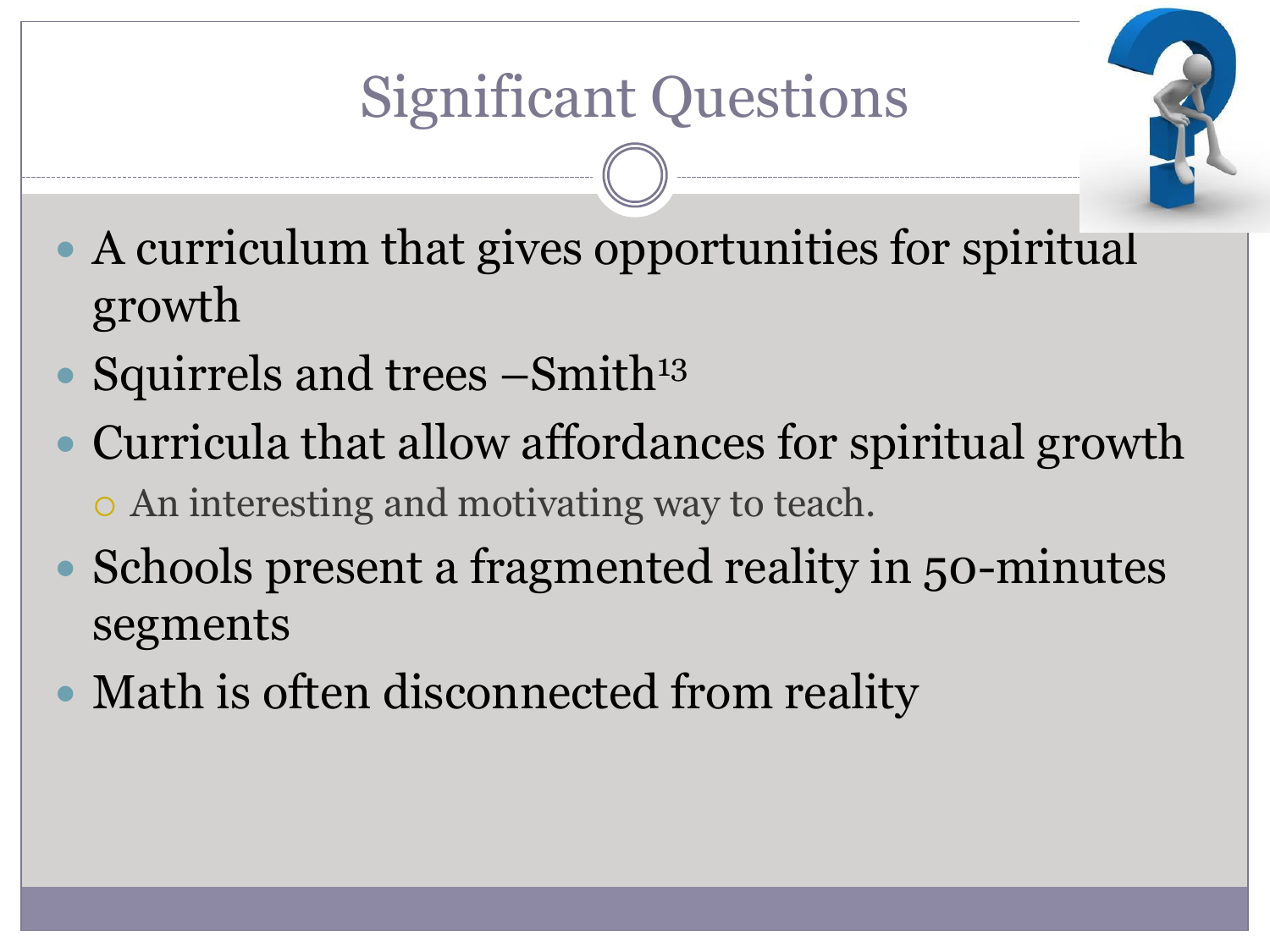# Significant Questions

- A curriculum that gives opportunities for spiritual growth
- Squirrels and trees –Smith[13]
- Curricula that allow affordances for spiritual growth
  - An interesting and motivating way to teach.
- Schools present a fragmented reality in 50-minutes segments
- Math is often disconnected from reality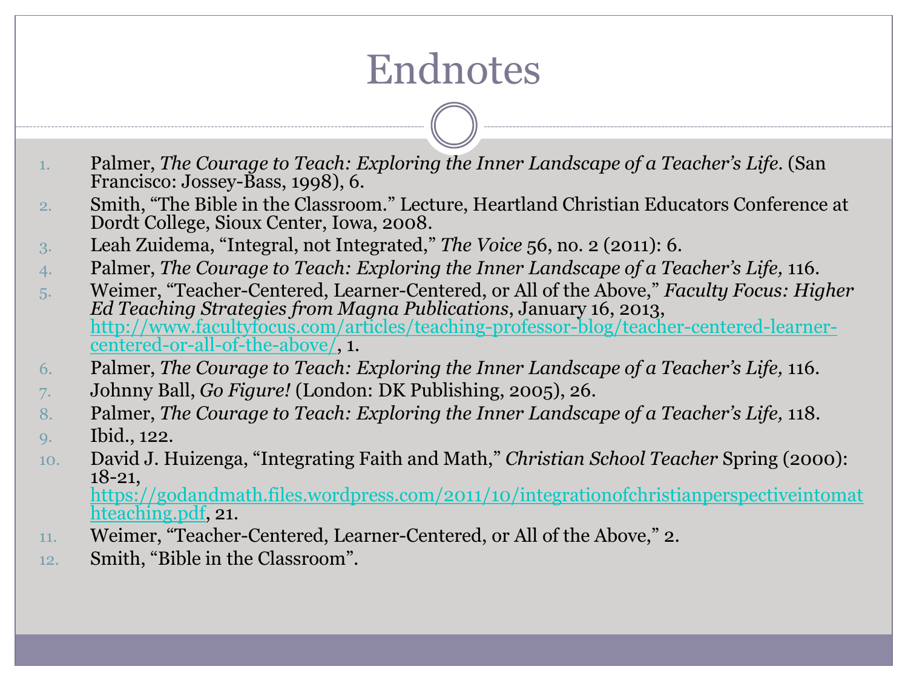# Endnotes

1. Palmer, *The Courage to Teach: Exploring the Inner Landscape of a Teacher's Life*. (San Francisco: Jossey-Bass, 1998), 6.
2. Smith, "The Bible in the Classroom." Lecture, Heartland Christian Educators Conference at Dordt College, Sioux Center, Iowa, 2008.
3. Leah Zuidema, "Integral, not Integrated," *The Voice* 56, no. 2 (2011): 6.
4. Palmer, *The Courage to Teach: Exploring the Inner Landscape of a Teacher's Life,* 116.
5. Weimer, "Teacher-Centered, Learner-Centered, or All of the Above," *Faculty Focus: Higher Ed Teaching Strategies from Magna Publications*, January 16, 2013, http://www.facultyfocus.com/articles/teaching-professor-blog/teacher-centered-learner-centered-or-all-of-the-above/, 1.
6. Palmer, *The Courage to Teach: Exploring the Inner Landscape of a Teacher's Life,* 116.
7. Johnny Ball, *Go Figure!* (London: DK Publishing, 2005), 26.
8. Palmer, *The Courage to Teach: Exploring the Inner Landscape of a Teacher's Life,* 118.
9. Ibid., 122.
10. David J. Huizenga, "Integrating Faith and Math," *Christian School Teacher* Spring (2000): 18-21, https://godandmath.files.wordpress.com/2011/10/integrationofchristianperspectiveintomathteaching.pdf, 21.
11. Weimer, "Teacher-Centered, Learner-Centered, or All of the Above," 2.
12. Smith, "Bible in the Classroom".